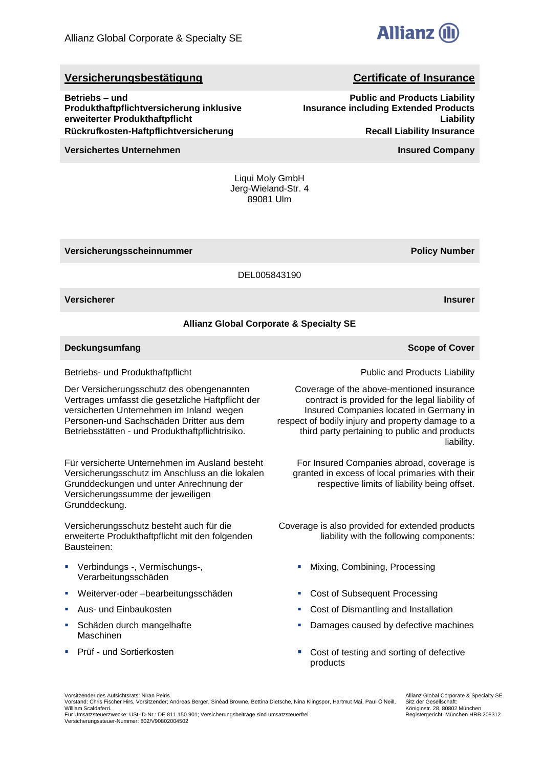Allianz Global Corporate & Specialty SE

## Versicherungsbestätigung / Certificate of Insurance

**Betriebs – und Produkthaftpflichtversicherung inklusive erweiterter Produkthaftpflicht**
**Rückrufkosten-Haftpflichtversicherung**

**Public and Products Liability Insurance including Extended Products Liability**
**Recall Liability Insurance**

### Versichertes Unternehmen / Insured Company

Liqui Moly GmbH
Jerg-Wieland-Str. 4
89081 Ulm

### Versicherungsscheinnummer / Policy Number

DEL005843190

### Versicherer / Insurer

**Allianz Global Corporate & Specialty SE**

### Deckungsumfang / Scope of Cover

Betriebs- und Produkthaftpflicht

Der Versicherungsschutz des obengenannten Vertrages umfasst die gesetzliche Haftpflicht der versicherten Unternehmen im Inland wegen Personen-und Sachschäden Dritter aus dem Betriebsstätten - und Produkthaftpflichtrisiko.

Für versicherte Unternehmen im Ausland besteht Versicherungsschutz im Anschluss an die lokalen Grunddeckungen und unter Anrechnung der Versicherungssumme der jeweiligen Grunddeckung.

Versicherungsschutz besteht auch für die erweiterte Produkthaftpflicht mit den folgenden Bausteinen:

- Verbindungs -, Vermischungs-, Verarbeitungsschäden
- Weiterver-oder –bearbeitungsschäden
- Aus- und Einbaukosten
- Schäden durch mangelhafte Maschinen
- Prüf - und Sortierkosten

Public and Products Liability

Coverage of the above-mentioned insurance contract is provided for the legal liability of Insured Companies located in Germany in respect of bodily injury and property damage to a third party pertaining to public and products liability.

For Insured Companies abroad, coverage is granted in excess of local primaries with their respective limits of liability being offset.

Coverage is also provided for extended products liability with the following components:

- Mixing, Combining, Processing
- Cost of Subsequent Processing
- Cost of Dismantling and Installation
- Damages caused by defective machines
- Cost of testing and sorting of defective products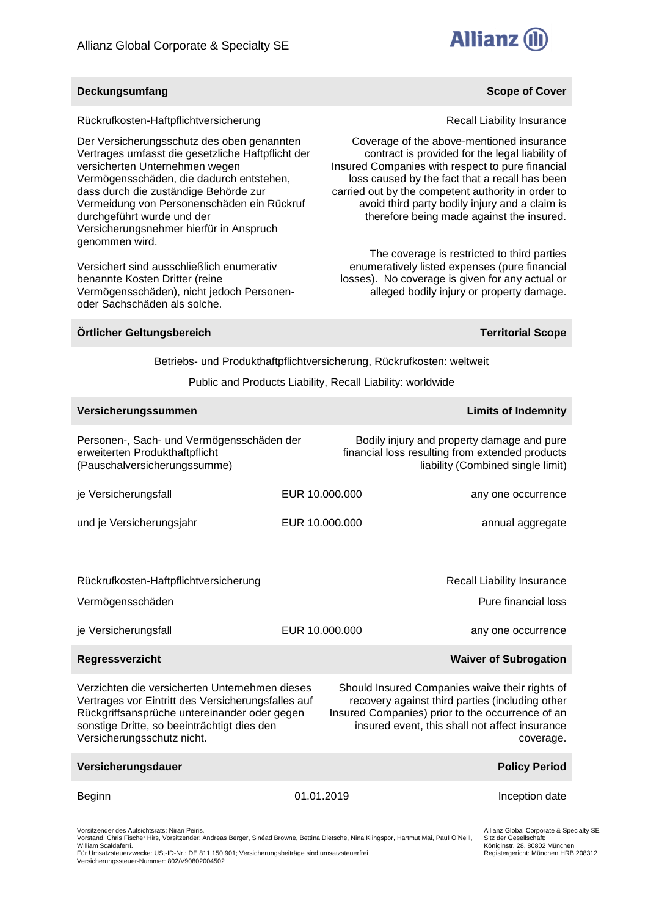Allianz Global Corporate & Specialty SE

## Deckungsumfang / Scope of Cover

Rückrufkosten-Haftpflichtversicherung

Recall Liability Insurance

Der Versicherungsschutz des oben genannten Vertrages umfasst die gesetzliche Haftpflicht der versicherten Unternehmen wegen Vermögensschäden, die dadurch entstehen, dass durch die zuständige Behörde zur Vermeidung von Personenschäden ein Rückruf durchgeführt wurde und der Versicherungsnehmer hierfür in Anspruch genommen wird.

Coverage of the above-mentioned insurance contract is provided for the legal liability of Insured Companies with respect to pure financial loss caused by the fact that a recall has been carried out by the competent authority in order to avoid third party bodily injury and a claim is therefore being made against the insured.

Versichert sind ausschließlich enumerativ benannte Kosten Dritter (reine Vermögensschäden), nicht jedoch Personen- oder Sachschäden als solche.

The coverage is restricted to third parties enumeratively listed expenses (pure financial losses). No coverage is given for any actual or alleged bodily injury or property damage.

## Örtlicher Geltungsbereich / Territorial Scope

Betriebs- und Produkthaftpflichtversicherung, Rückrufkosten: weltweit

Public and Products Liability, Recall Liability: worldwide

## Versicherungssummen / Limits of Indemnity

| Personen-, Sach- und Vermögensschäden der erweiterten Produkthaftpflicht (Pauschalversicherungssumme) | | Bodily injury and property damage and pure financial loss resulting from extended products liability (Combined single limit) |
|---|---|---|
| je Versicherungsfall | EUR 10.000.000 | any one occurrence |
| und je Versicherungsjahr | EUR 10.000.000 | annual aggregate |

| Rückrufkosten-Haftpflichtversicherung | | Recall Liability Insurance |
|---|---|---|
| Vermögensschäden | | Pure financial loss |
| je Versicherungsfall | EUR 10.000.000 | any one occurrence |

## Regressverzicht / Waiver of Subrogation

Verzichten die versicherten Unternehmen dieses Vertrages vor Eintritt des Versicherungsfalles auf Rückgriffsansprüche untereinander oder gegen sonstige Dritte, so beeinträchtigt dies den Versicherungsschutz nicht.

Should Insured Companies waive their rights of recovery against third parties (including other Insured Companies) prior to the occurrence of an insured event, this shall not affect insurance coverage.

## Versicherungsdauer / Policy Period

| Beginn | 01.01.2019 | Inception date |
|---|---|---|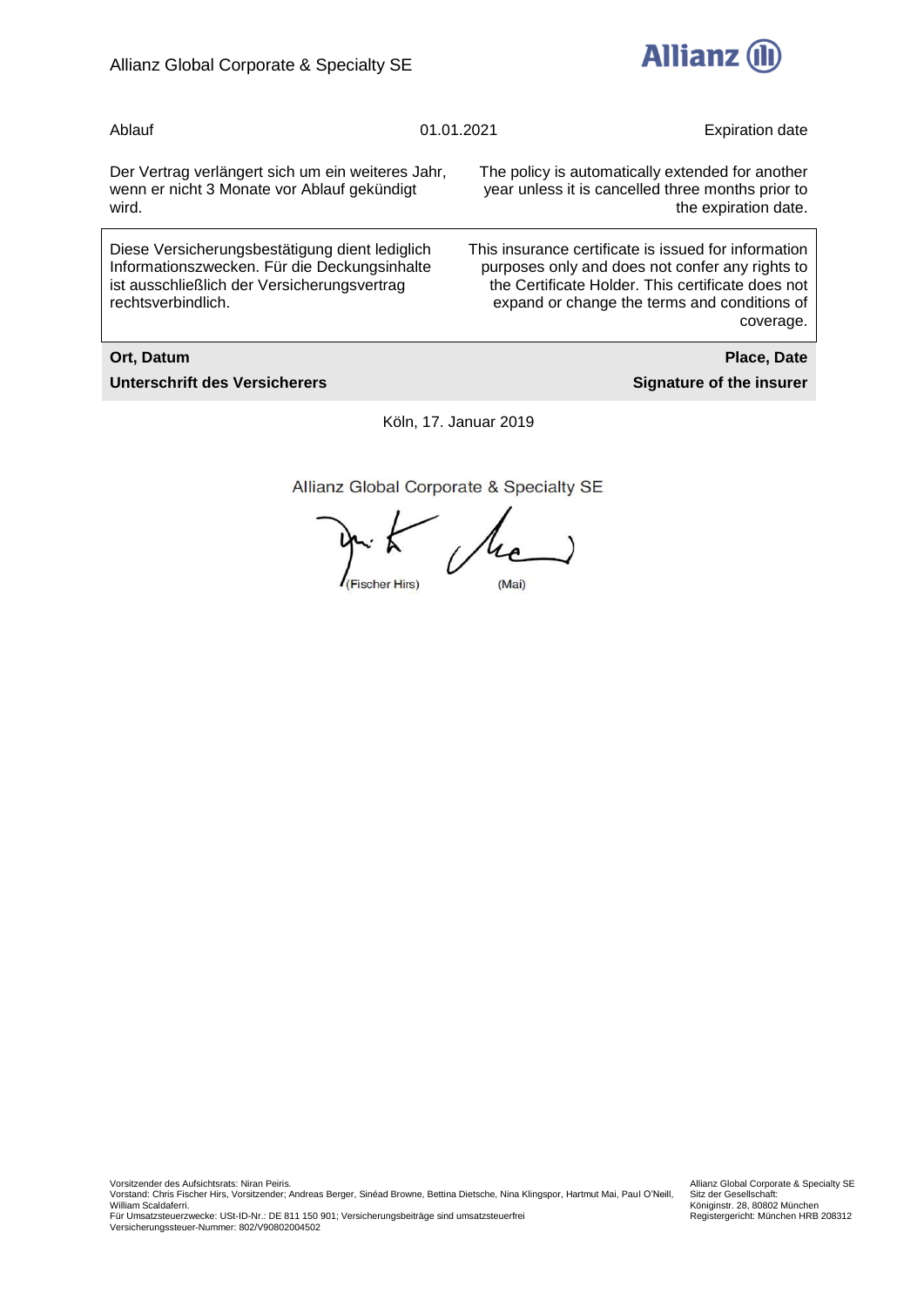| Ablauf | 01.01.2021 | Expiration date |
|---|---|---|

| | |
|---|---|
| Der Vertrag verlängert sich um ein weiteres Jahr, wenn er nicht 3 Monate vor Ablauf gekündigt wird. | The policy is automatically extended for another year unless it is cancelled three months prior to the expiration date. |
| Diese Versicherungsbestätigung dient lediglich Informationszwecken. Für die Deckungsinhalte ist ausschließlich der Versicherungsvertrag rechtsverbindlich. | This insurance certificate is issued for information purposes only and does not confer any rights to the Certificate Holder. This certificate does not expand or change the terms and conditions of coverage. |
| **Ort, Datum** | **Place, Date** |
| **Unterschrift des Versicherers** | **Signature of the insurer** |

Köln, 17. Januar 2019

Allianz Global Corporate & Specialty SE

(Fischer Hirs) (Mai)

Vorsitzender des Aufsichtsrats: Niran Peiris.
Vorstand: Chris Fischer Hirs, Vorsitzender; Andreas Berger, Sinéad Browne, Bettina Dietsche, Nina Klingspor, Hartmut Mai, Paul O'Neill, William Scaldaferri.
Für Umsatzsteuerzwecke: USt-ID-Nr.: DE 811 150 901; Versicherungsbeiträge sind umsatzsteuerfrei
Versicherungssteuer-Nummer: 802/V90802004502

Allianz Global Corporate & Specialty SE
Sitz der Gesellschaft:
Königinstr. 28, 80802 München
Registergericht: München HRB 208312